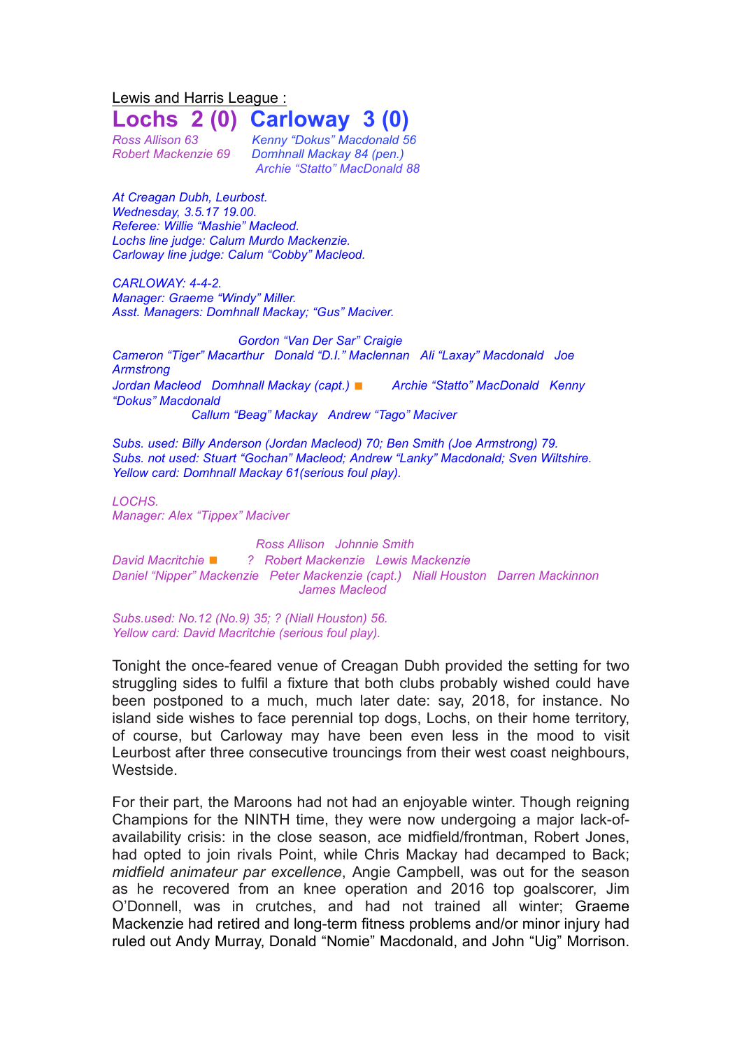Lewis and Harris League :

# Lochs 2 (0) Carloway 3 (0)

*Ross Allison 63*
*Robert Mackenzie 69*

*Kenny "Dokus" Macdonald 56*
*Domhnall Mackay 84 (pen.)*
*Archie "Statto" MacDonald 88*

*At Creagan Dubh, Leurbost.*
*Wednesday, 3.5.17 19.00.*
*Referee: Willie "Mashie" Macleod.*
*Lochs line judge: Calum Murdo Mackenzie.*
*Carloway line judge: Calum "Cobby" Macleod.*

*CARLOWAY: 4-4-2.*
*Manager: Graeme "Windy" Miller.*
*Asst. Managers: Domhnall Mackay; "Gus" Maciver.*

*Gordon "Van Der Sar" Craigie*
*Cameron "Tiger" Macarthur Donald "D.I." Maclennan Ali "Laxay" Macdonald Joe Armstrong*
*Jordan Macleod Domhnall Mackay (capt.) ■ Archie "Statto" MacDonald Kenny "Dokus" Macdonald*
*Callum "Beag" Mackay Andrew "Tago" Maciver*

*Subs. used: Billy Anderson (Jordan Macleod) 70; Ben Smith (Joe Armstrong) 79.*
*Subs. not used: Stuart "Gochan" Macleod; Andrew "Lanky" Macdonald; Sven Wiltshire.*
*Yellow card: Domhnall Mackay 61(serious foul play).*

*LOCHS.*
*Manager: Alex "Tippex" Maciver*

*Ross Allison Johnnie Smith*
*David Macritchie ■ ? Robert Mackenzie Lewis Mackenzie*
*Daniel "Nipper" Mackenzie Peter Mackenzie (capt.) Niall Houston Darren Mackinnon*
*James Macleod*

*Subs.used: No.12 (No.9) 35; ? (Niall Houston) 56.*
*Yellow card: David Macritchie (serious foul play).*

Tonight the once-feared venue of Creagan Dubh provided the setting for two struggling sides to fulfil a fixture that both clubs probably wished could have been postponed to a much, much later date: say, 2018, for instance. No island side wishes to face perennial top dogs, Lochs, on their home territory, of course, but Carloway may have been even less in the mood to visit Leurbost after three consecutive trouncings from their west coast neighbours, Westside.

For their part, the Maroons had not had an enjoyable winter. Though reigning Champions for the NINTH time, they were now undergoing a major lack-of-availability crisis: in the close season, ace midfield/frontman, Robert Jones, had opted to join rivals Point, while Chris Mackay had decamped to Back; *midfield animateur par excellence*, Angie Campbell, was out for the season as he recovered from an knee operation and 2016 top goalscorer, Jim O'Donnell, was in crutches, and had not trained all winter; Graeme Mackenzie had retired and long-term fitness problems and/or minor injury had ruled out Andy Murray, Donald "Nomie" Macdonald, and John "Uig" Morrison.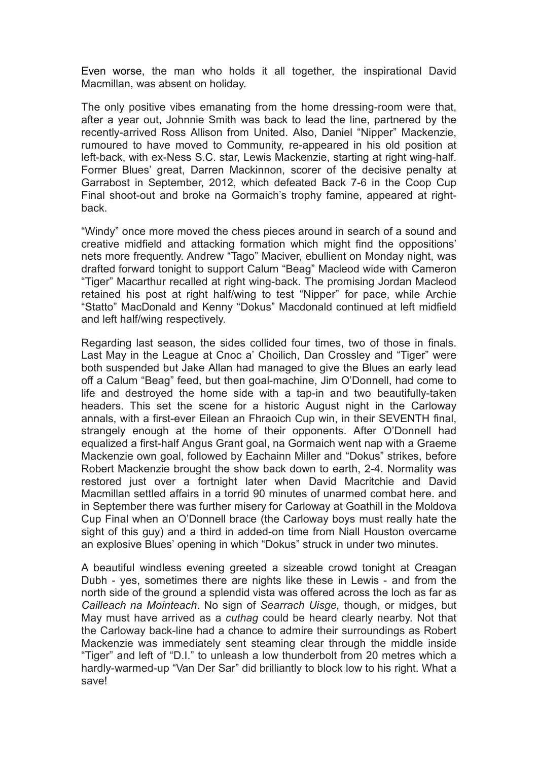Even worse, the man who holds it all together, the inspirational David Macmillan, was absent on holiday.

The only positive vibes emanating from the home dressing-room were that, after a year out, Johnnie Smith was back to lead the line, partnered by the recently-arrived Ross Allison from United. Also, Daniel "Nipper" Mackenzie, rumoured to have moved to Community, re-appeared in his old position at left-back, with ex-Ness S.C. star, Lewis Mackenzie, starting at right wing-half. Former Blues' great, Darren Mackinnon, scorer of the decisive penalty at Garrabost in September, 2012, which defeated Back 7-6 in the Coop Cup Final shoot-out and broke na Gormaich's trophy famine, appeared at right-back.

"Windy" once more moved the chess pieces around in search of a sound and creative midfield and attacking formation which might find the oppositions' nets more frequently. Andrew "Tago" Maciver, ebullient on Monday night, was drafted forward tonight to support Calum "Beag" Macleod wide with Cameron "Tiger" Macarthur recalled at right wing-back. The promising Jordan Macleod retained his post at right half/wing to test "Nipper" for pace, while Archie "Statto" MacDonald and Kenny "Dokus" Macdonald continued at left midfield and left half/wing respectively.

Regarding last season, the sides collided four times, two of those in finals. Last May in the League at Cnoc a' Choilich, Dan Crossley and "Tiger" were both suspended but Jake Allan had managed to give the Blues an early lead off a Calum "Beag" feed, but then goal-machine, Jim O'Donnell, had come to life and destroyed the home side with a tap-in and two beautifully-taken headers. This set the scene for a historic August night in the Carloway annals, with a first-ever Eilean an Fhraoich Cup win, in their SEVENTH final, strangely enough at the home of their opponents. After O'Donnell had equalized a first-half Angus Grant goal, na Gormaich went nap with a Graeme Mackenzie own goal, followed by Eachainn Miller and "Dokus" strikes, before Robert Mackenzie brought the show back down to earth, 2-4. Normality was restored just over a fortnight later when David Macritchie and David Macmillan settled affairs in a torrid 90 minutes of unarmed combat here. and in September there was further misery for Carloway at Goathill in the Moldova Cup Final when an O'Donnell brace (the Carloway boys must really hate the sight of this guy) and a third in added-on time from Niall Houston overcame an explosive Blues' opening in which "Dokus" struck in under two minutes.

A beautiful windless evening greeted a sizeable crowd tonight at Creagan Dubh - yes, sometimes there are nights like these in Lewis - and from the north side of the ground a splendid vista was offered across the loch as far as *Cailleach na Mointeach*. No sign of *Searrach Uisge,* though, or midges, but May must have arrived as a *cuthag* could be heard clearly nearby. Not that the Carloway back-line had a chance to admire their surroundings as Robert Mackenzie was immediately sent steaming clear through the middle inside "Tiger" and left of "D.I." to unleash a low thunderbolt from 20 metres which a hardly-warmed-up "Van Der Sar" did brilliantly to block low to his right. What a save!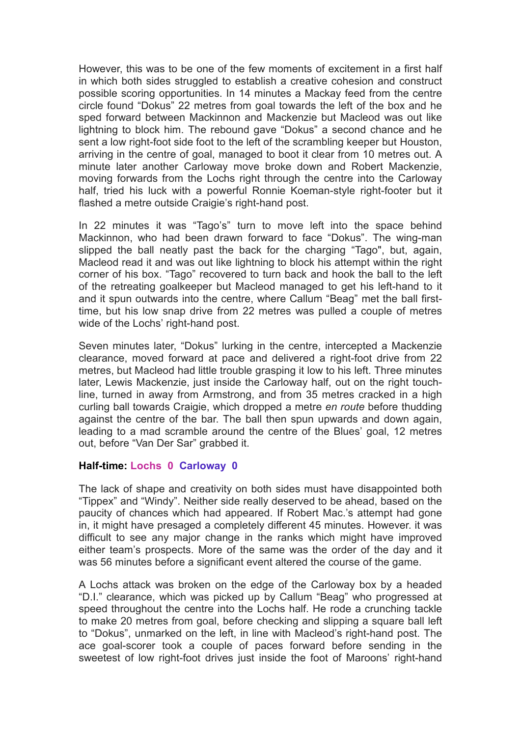However, this was to be one of the few moments of excitement in a first half in which both sides struggled to establish a creative cohesion and construct possible scoring opportunities. In 14 minutes a Mackay feed from the centre circle found "Dokus" 22 metres from goal towards the left of the box and he sped forward between Mackinnon and Mackenzie but Macleod was out like lightning to block him. The rebound gave "Dokus" a second chance and he sent a low right-foot side foot to the left of the scrambling keeper but Houston, arriving in the centre of goal, managed to boot it clear from 10 metres out. A minute later another Carloway move broke down and Robert Mackenzie, moving forwards from the Lochs right through the centre into the Carloway half, tried his luck with a powerful Ronnie Koeman-style right-footer but it flashed a metre outside Craigie's right-hand post.

In 22 minutes it was "Tago's" turn to move left into the space behind Mackinnon, who had been drawn forward to face "Dokus". The wing-man slipped the ball neatly past the back for the charging "Tago", but, again, Macleod read it and was out like lightning to block his attempt within the right corner of his box. "Tago" recovered to turn back and hook the ball to the left of the retreating goalkeeper but Macleod managed to get his left-hand to it and it spun outwards into the centre, where Callum "Beag" met the ball first-time, but his low snap drive from 22 metres was pulled a couple of metres wide of the Lochs' right-hand post.

Seven minutes later, "Dokus" lurking in the centre, intercepted a Mackenzie clearance, moved forward at pace and delivered a right-foot drive from 22 metres, but Macleod had little trouble grasping it low to his left. Three minutes later, Lewis Mackenzie, just inside the Carloway half, out on the right touch-line, turned in away from Armstrong, and from 35 metres cracked in a high curling ball towards Craigie, which dropped a metre *en route* before thudding against the centre of the bar. The ball then spun upwards and down again, leading to a mad scramble around the centre of the Blues' goal, 12 metres out, before "Van Der Sar" grabbed it.

**Half-time: Lochs 0 Carloway 0**

The lack of shape and creativity on both sides must have disappointed both "Tippex" and "Windy". Neither side really deserved to be ahead, based on the paucity of chances which had appeared. If Robert Mac.'s attempt had gone in, it might have presaged a completely different 45 minutes. However. it was difficult to see any major change in the ranks which might have improved either team's prospects. More of the same was the order of the day and it was 56 minutes before a significant event altered the course of the game.

A Lochs attack was broken on the edge of the Carloway box by a headed "D.I." clearance, which was picked up by Callum "Beag" who progressed at speed throughout the centre into the Lochs half. He rode a crunching tackle to make 20 metres from goal, before checking and slipping a square ball left to "Dokus", unmarked on the left, in line with Macleod's right-hand post. The ace goal-scorer took a couple of paces forward before sending in the sweetest of low right-foot drives just inside the foot of Maroons' right-hand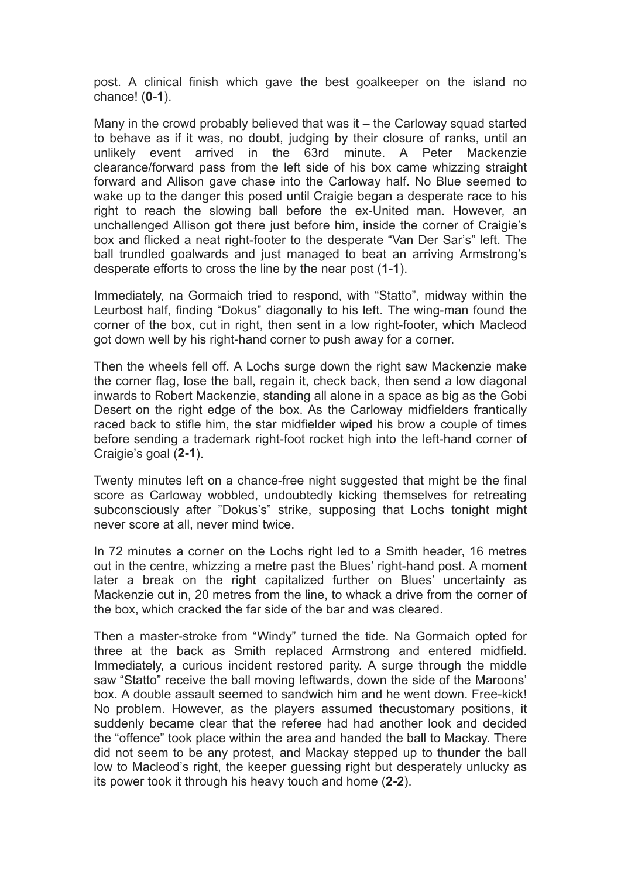post. A clinical finish which gave the best goalkeeper on the island no chance! (**0-1**).

Many in the crowd probably believed that was it – the Carloway squad started to behave as if it was, no doubt, judging by their closure of ranks, until an unlikely event arrived in the 63rd minute. A Peter Mackenzie clearance/forward pass from the left side of his box came whizzing straight forward and Allison gave chase into the Carloway half. No Blue seemed to wake up to the danger this posed until Craigie began a desperate race to his right to reach the slowing ball before the ex-United man. However, an unchallenged Allison got there just before him, inside the corner of Craigie's box and flicked a neat right-footer to the desperate "Van Der Sar's" left. The ball trundled goalwards and just managed to beat an arriving Armstrong's desperate efforts to cross the line by the near post (**1-1**).

Immediately, na Gormaich tried to respond, with "Statto", midway within the Leurbost half, finding "Dokus" diagonally to his left. The wing-man found the corner of the box, cut in right, then sent in a low right-footer, which Macleod got down well by his right-hand corner to push away for a corner.

Then the wheels fell off. A Lochs surge down the right saw Mackenzie make the corner flag, lose the ball, regain it, check back, then send a low diagonal inwards to Robert Mackenzie, standing all alone in a space as big as the Gobi Desert on the right edge of the box. As the Carloway midfielders frantically raced back to stifle him, the star midfielder wiped his brow a couple of times before sending a trademark right-foot rocket high into the left-hand corner of Craigie's goal (**2-1**).

Twenty minutes left on a chance-free night suggested that might be the final score as Carloway wobbled, undoubtedly kicking themselves for retreating subconsciously after "Dokus's" strike, supposing that Lochs tonight might never score at all, never mind twice.

In 72 minutes a corner on the Lochs right led to a Smith header, 16 metres out in the centre, whizzing a metre past the Blues' right-hand post. A moment later a break on the right capitalized further on Blues' uncertainty as Mackenzie cut in, 20 metres from the line, to whack a drive from the corner of the box, which cracked the far side of the bar and was cleared.

Then a master-stroke from "Windy" turned the tide. Na Gormaich opted for three at the back as Smith replaced Armstrong and entered midfield. Immediately, a curious incident restored parity. A surge through the middle saw "Statto" receive the ball moving leftwards, down the side of the Maroons' box. A double assault seemed to sandwich him and he went down. Free-kick! No problem. However, as the players assumed thecustomary positions, it suddenly became clear that the referee had had another look and decided the "offence" took place within the area and handed the ball to Mackay. There did not seem to be any protest, and Mackay stepped up to thunder the ball low to Macleod's right, the keeper guessing right but desperately unlucky as its power took it through his heavy touch and home (**2-2**).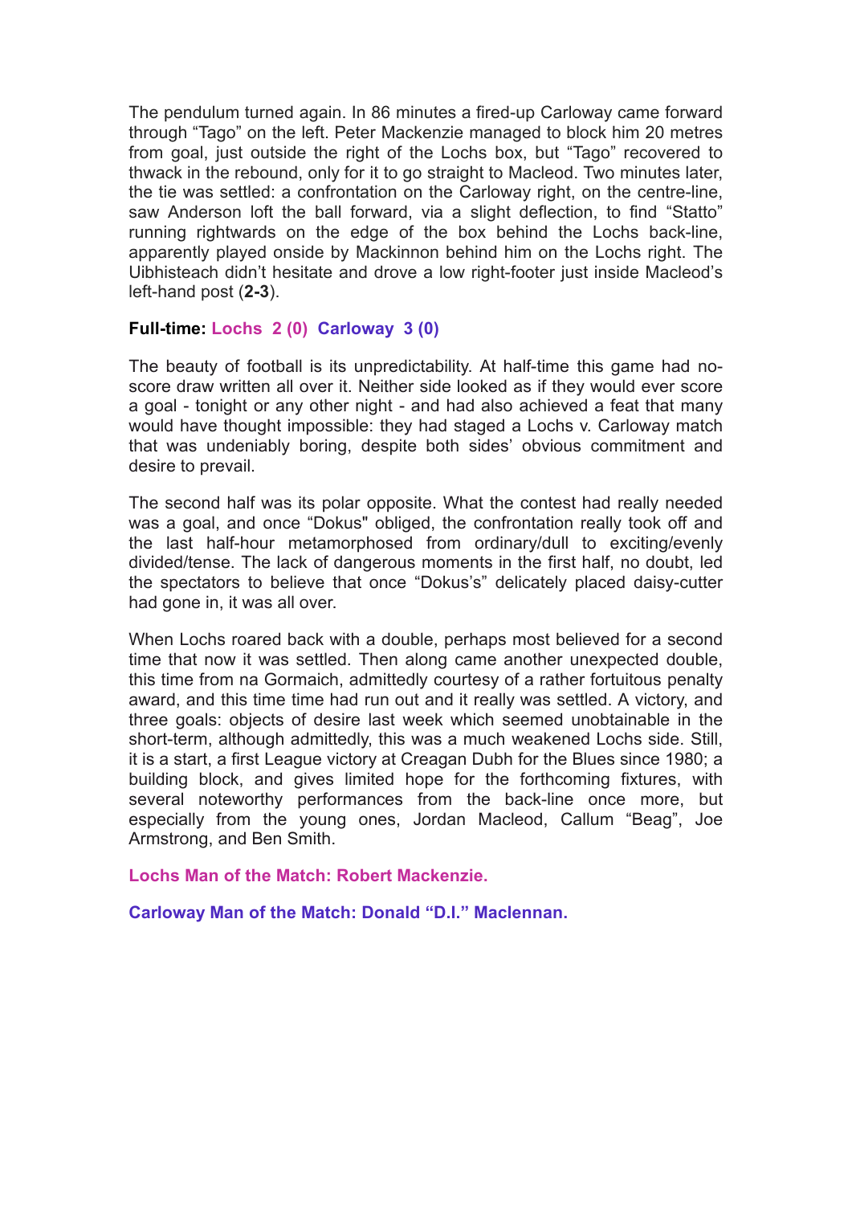The pendulum turned again. In 86 minutes a fired-up Carloway came forward through "Tago" on the left. Peter Mackenzie managed to block him 20 metres from goal, just outside the right of the Lochs box, but "Tago" recovered to thwack in the rebound, only for it to go straight to Macleod. Two minutes later, the tie was settled: a confrontation on the Carloway right, on the centre-line, saw Anderson loft the ball forward, via a slight deflection, to find "Statto" running rightwards on the edge of the box behind the Lochs back-line, apparently played onside by Mackinnon behind him on the Lochs right. The Uibhisteach didn't hesitate and drove a low right-footer just inside Macleod's left-hand post (**2-3**).

**Full-time: Lochs 2 (0) Carloway 3 (0)**

The beauty of football is its unpredictability. At half-time this game had no-score draw written all over it. Neither side looked as if they would ever score a goal - tonight or any other night - and had also achieved a feat that many would have thought impossible: they had staged a Lochs v. Carloway match that was undeniably boring, despite both sides' obvious commitment and desire to prevail.

The second half was its polar opposite. What the contest had really needed was a goal, and once "Dokus" obliged, the confrontation really took off and the last half-hour metamorphosed from ordinary/dull to exciting/evenly divided/tense. The lack of dangerous moments in the first half, no doubt, led the spectators to believe that once "Dokus's" delicately placed daisy-cutter had gone in, it was all over.

When Lochs roared back with a double, perhaps most believed for a second time that now it was settled. Then along came another unexpected double, this time from na Gormaich, admittedly courtesy of a rather fortuitous penalty award, and this time time had run out and it really was settled. A victory, and three goals: objects of desire last week which seemed unobtainable in the short-term, although admittedly, this was a much weakened Lochs side. Still, it is a start, a first League victory at Creagan Dubh for the Blues since 1980; a building block, and gives limited hope for the forthcoming fixtures, with several noteworthy performances from the back-line once more, but especially from the young ones, Jordan Macleod, Callum "Beag", Joe Armstrong, and Ben Smith.

**Lochs Man of the Match: Robert Mackenzie.**

**Carloway Man of the Match: Donald "D.I." Maclennan.**